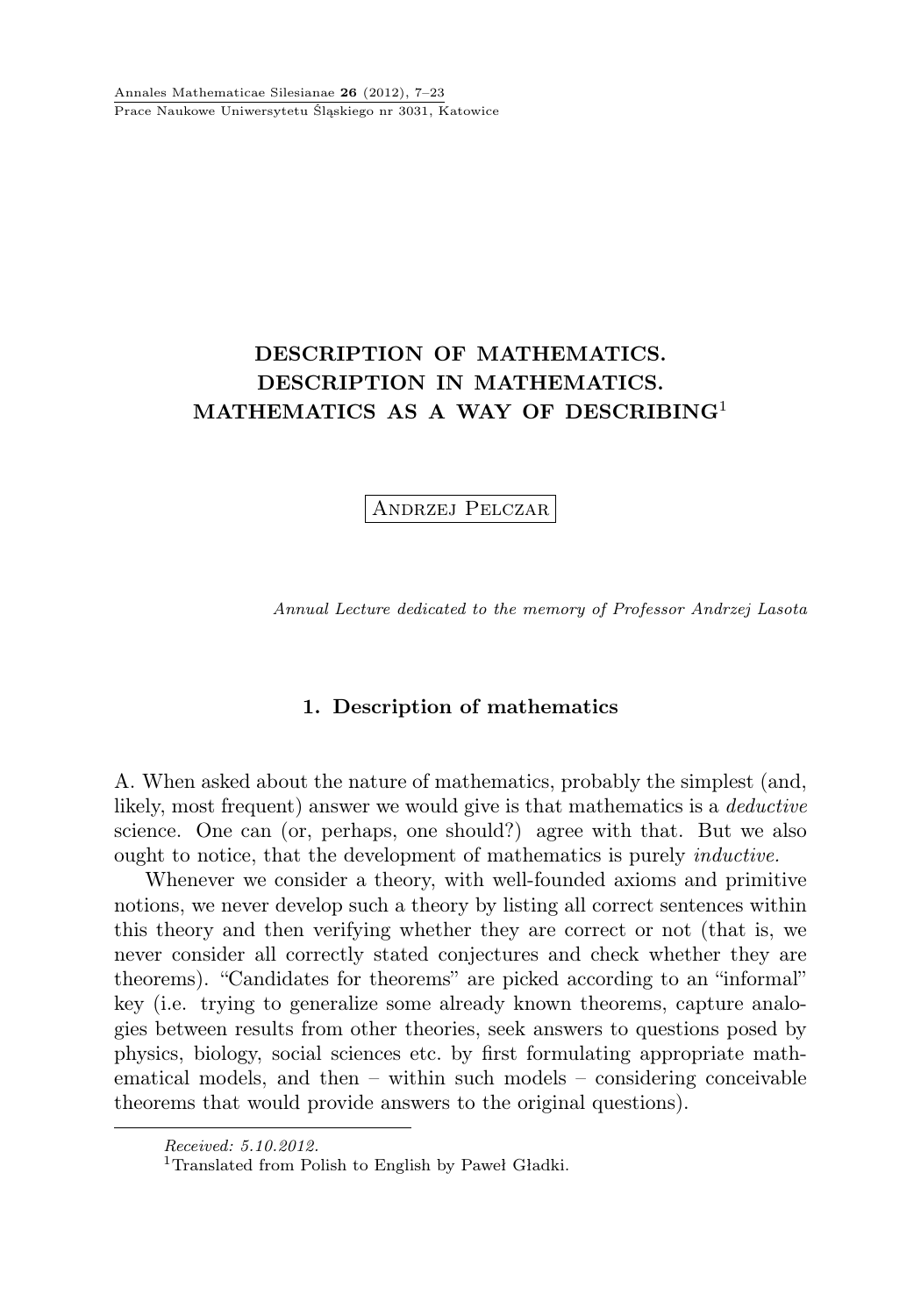# DESCRIPTION OF MATHEMATICS. DESCRIPTION IN MATHEMATICS. MATHEMATICS AS A WAY OF DESCRIBING[1]

Andrzej Pelczar

*Annual Lecture dedicated to the memory of Professor Andrzej Lasota*

## 1. Description of mathematics

A. When asked about the nature of mathematics, probably the simplest (and, likely, most frequent) answer we would give is that mathematics is a *deductive* science. One can (or, perhaps, one should?) agree with that. But we also ought to notice, that the development of mathematics is purely *inductive.*

Whenever we consider a theory, with well-founded axioms and primitive notions, we never develop such a theory by listing all correct sentences within this theory and then verifying whether they are correct or not (that is, we never consider all correctly stated conjectures and check whether they are theorems). "Candidates for theorems" are picked according to an "informal" key (i.e. trying to generalize some already known theorems, capture analogies between results from other theories, seek answers to questions posed by physics, biology, social sciences etc. by first formulating appropriate mathematical models, and then – within such models – considering conceivable theorems that would provide answers to the original questions).

---

*Received: 5.10.2012.*

[1]Translated from Polish to English by Paweł Gładki.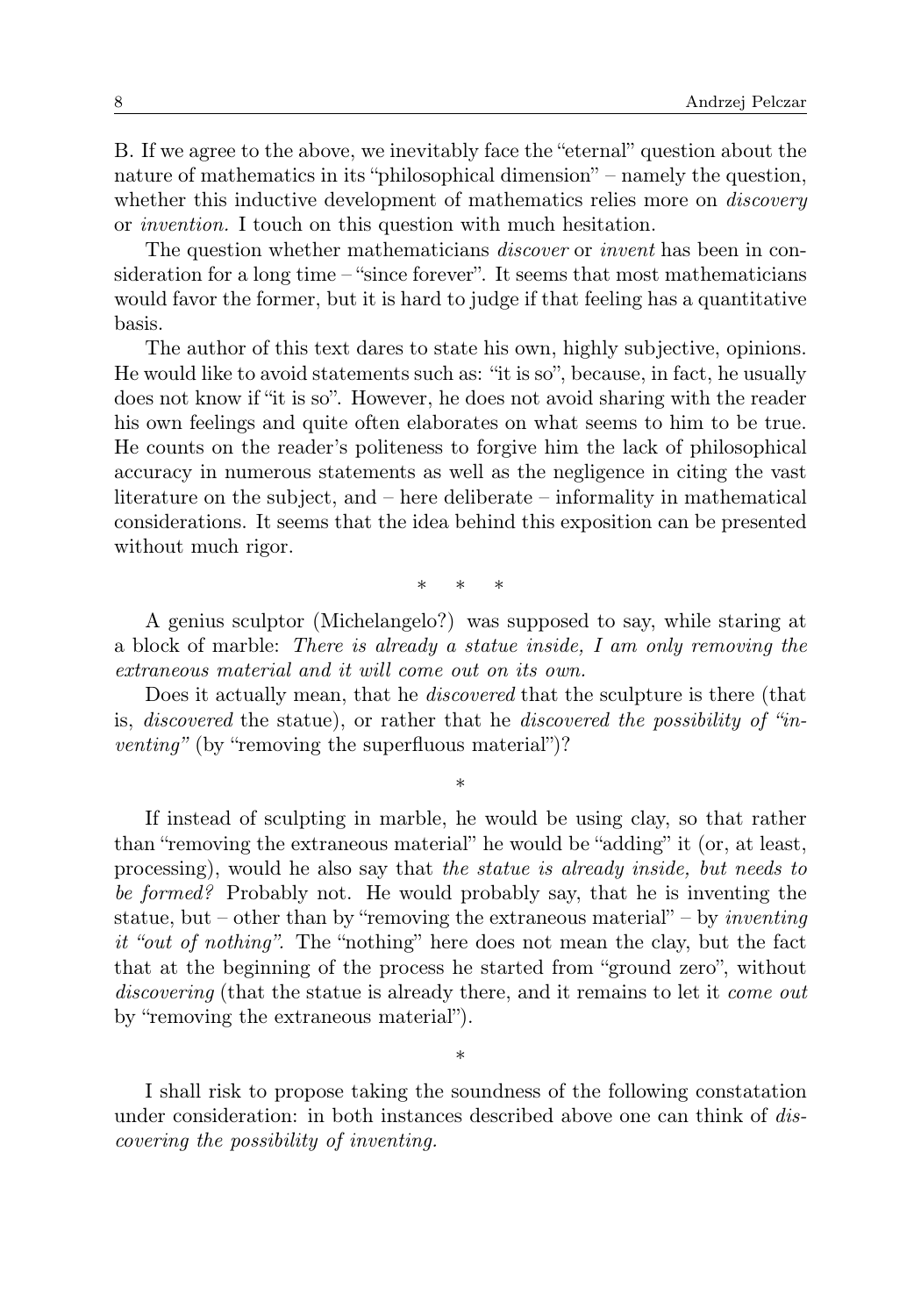B. If we agree to the above, we inevitably face the "eternal" question about the nature of mathematics in its "philosophical dimension" – namely the question, whether this inductive development of mathematics relies more on *discovery* or *invention.* I touch on this question with much hesitation.

The question whether mathematicians *discover* or *invent* has been in consideration for a long time – "since forever". It seems that most mathematicians would favor the former, but it is hard to judge if that feeling has a quantitative basis.

The author of this text dares to state his own, highly subjective, opinions. He would like to avoid statements such as: "it is so", because, in fact, he usually does not know if "it is so". However, he does not avoid sharing with the reader his own feelings and quite often elaborates on what seems to him to be true. He counts on the reader's politeness to forgive him the lack of philosophical accuracy in numerous statements as well as the negligence in citing the vast literature on the subject, and – here deliberate – informality in mathematical considerations. It seems that the idea behind this exposition can be presented without much rigor.

\* \* \*

A genius sculptor (Michelangelo?) was supposed to say, while staring at a block of marble: *There is already a statue inside, I am only removing the extraneous material and it will come out on its own.*

Does it actually mean, that he *discovered* that the sculpture is there (that is, *discovered* the statue), or rather that he *discovered the possibility of "inventing"* (by "removing the superfluous material")?

\*

If instead of sculpting in marble, he would be using clay, so that rather than "removing the extraneous material" he would be "adding" it (or, at least, processing), would he also say that *the statue is already inside, but needs to be formed?* Probably not. He would probably say, that he is inventing the statue, but – other than by "removing the extraneous material" – by *inventing it "out of nothing".* The "nothing" here does not mean the clay, but the fact that at the beginning of the process he started from "ground zero", without *discovering* (that the statue is already there, and it remains to let it *come out* by "removing the extraneous material").

\*

I shall risk to propose taking the soundness of the following constatation under consideration: in both instances described above one can think of *discovering the possibility of inventing.*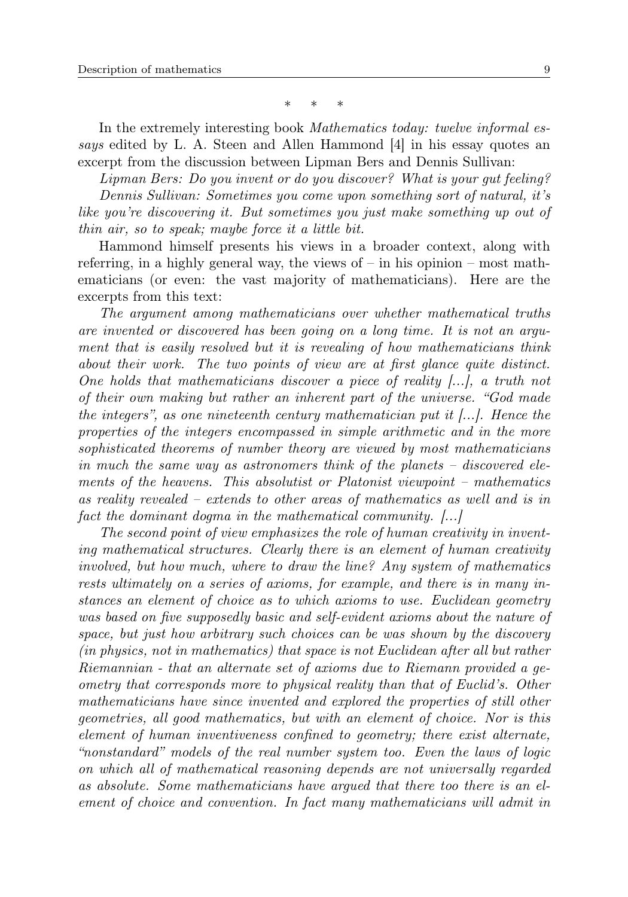\*   \*   \*

In the extremely interesting book *Mathematics today: twelve informal essays* edited by L. A. Steen and Allen Hammond [4] in his essay quotes an excerpt from the discussion between Lipman Bers and Dennis Sullivan:

*Lipman Bers: Do you invent or do you discover? What is your gut feeling?*

*Dennis Sullivan: Sometimes you come upon something sort of natural, it's like you're discovering it. But sometimes you just make something up out of thin air, so to speak; maybe force it a little bit.*

Hammond himself presents his views in a broader context, along with referring, in a highly general way, the views of – in his opinion – most mathematicians (or even: the vast majority of mathematicians). Here are the excerpts from this text:

*The argument among mathematicians over whether mathematical truths are invented or discovered has been going on a long time. It is not an argument that is easily resolved but it is revealing of how mathematicians think about their work. The two points of view are at first glance quite distinct. One holds that mathematicians discover a piece of reality [...], a truth not of their own making but rather an inherent part of the universe. "God made the integers", as one nineteenth century mathematician put it [...]. Hence the properties of the integers encompassed in simple arithmetic and in the more sophisticated theorems of number theory are viewed by most mathematicians in much the same way as astronomers think of the planets – discovered elements of the heavens. This absolutist or Platonist viewpoint – mathematics as reality revealed – extends to other areas of mathematics as well and is in fact the dominant dogma in the mathematical community. [...]*

*The second point of view emphasizes the role of human creativity in inventing mathematical structures. Clearly there is an element of human creativity involved, but how much, where to draw the line? Any system of mathematics rests ultimately on a series of axioms, for example, and there is in many instances an element of choice as to which axioms to use. Euclidean geometry was based on five supposedly basic and self-evident axioms about the nature of space, but just how arbitrary such choices can be was shown by the discovery (in physics, not in mathematics) that space is not Euclidean after all but rather Riemannian - that an alternate set of axioms due to Riemann provided a geometry that corresponds more to physical reality than that of Euclid's. Other mathematicians have since invented and explored the properties of still other geometries, all good mathematics, but with an element of choice. Nor is this element of human inventiveness confined to geometry; there exist alternate, "nonstandard" models of the real number system too. Even the laws of logic on which all of mathematical reasoning depends are not universally regarded as absolute. Some mathematicians have argued that there too there is an element of choice and convention. In fact many mathematicians will admit in*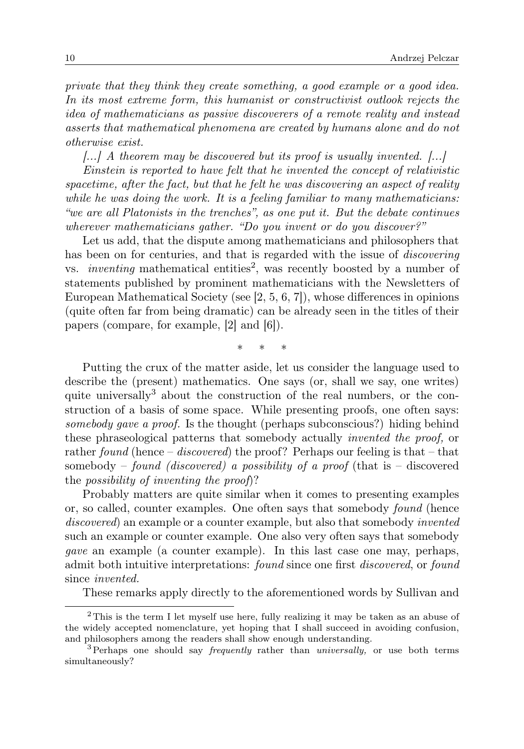*private that they think they create something, a good example or a good idea. In its most extreme form, this humanist or constructivist outlook rejects the idea of mathematicians as passive discoverers of a remote reality and instead asserts that mathematical phenomena are created by humans alone and do not otherwise exist.*

*[...] A theorem may be discovered but its proof is usually invented. [...]*

*Einstein is reported to have felt that he invented the concept of relativistic spacetime, after the fact, but that he felt he was discovering an aspect of reality while he was doing the work. It is a feeling familiar to many mathematicians: "we are all Platonists in the trenches", as one put it. But the debate continues wherever mathematicians gather. "Do you invent or do you discover?"*

Let us add, that the dispute among mathematicians and philosophers that has been on for centuries, and that is regarded with the issue of *discovering* vs. *inventing* mathematical entities[2], was recently boosted by a number of statements published by prominent mathematicians with the Newsletters of European Mathematical Society (see [2, 5, 6, 7]), whose differences in opinions (quite often far from being dramatic) can be already seen in the titles of their papers (compare, for example, [2] and [6]).

\* \* \*

Putting the crux of the matter aside, let us consider the language used to describe the (present) mathematics. One says (or, shall we say, one writes) quite universally[3] about the construction of the real numbers, or the construction of a basis of some space. While presenting proofs, one often says: *somebody gave a proof.* Is the thought (perhaps subconscious?) hiding behind these phraseological patterns that somebody actually *invented the proof,* or rather *found* (hence – *discovered*) the proof? Perhaps our feeling is that – that somebody – *found (discovered) a possibility of a proof* (that is – discovered the *possibility of inventing the proof*)?

Probably matters are quite similar when it comes to presenting examples or, so called, counter examples. One often says that somebody *found* (hence *discovered*) an example or a counter example, but also that somebody *invented* such an example or counter example. One also very often says that somebody *gave* an example (a counter example). In this last case one may, perhaps, admit both intuitive interpretations: *found* since one first *discovered*, or *found* since *invented.*

These remarks apply directly to the aforementioned words by Sullivan and

---

[2] This is the term I let myself use here, fully realizing it may be taken as an abuse of the widely accepted nomenclature, yet hoping that I shall succeed in avoiding confusion, and philosophers among the readers shall show enough understanding.

[3] Perhaps one should say *frequently* rather than *universally,* or use both terms simultaneously?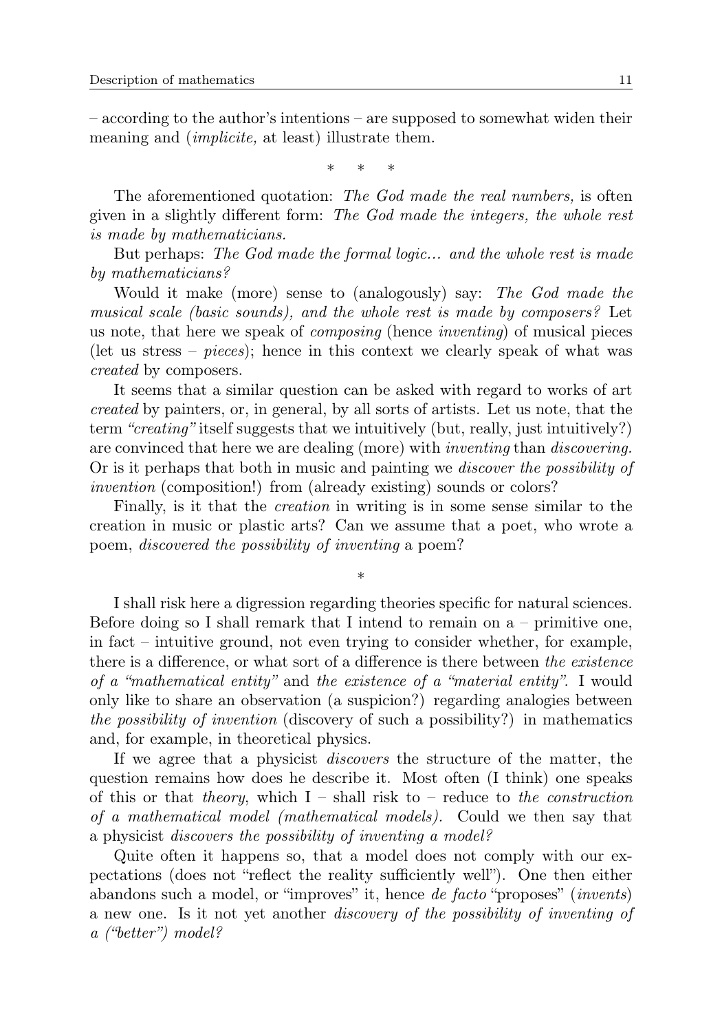– according to the author's intentions – are supposed to somewhat widen their meaning and (*implicite,* at least) illustrate them.

\* \* \*

The aforementioned quotation: *The God made the real numbers,* is often given in a slightly different form: *The God made the integers, the whole rest is made by mathematicians.*

But perhaps: *The God made the formal logic... and the whole rest is made by mathematicians?*

Would it make (more) sense to (analogously) say: *The God made the musical scale (basic sounds), and the whole rest is made by composers?* Let us note, that here we speak of *composing* (hence *inventing*) of musical pieces (let us stress – *pieces*); hence in this context we clearly speak of what was *created* by composers.

It seems that a similar question can be asked with regard to works of art *created* by painters, or, in general, by all sorts of artists. Let us note, that the term *"creating"* itself suggests that we intuitively (but, really, just intuitively?) are convinced that here we are dealing (more) with *inventing* than *discovering.* Or is it perhaps that both in music and painting we *discover the possibility of invention* (composition!) from (already existing) sounds or colors?

Finally, is it that the *creation* in writing is in some sense similar to the creation in music or plastic arts? Can we assume that a poet, who wrote a poem, *discovered the possibility of inventing* a poem?

\*

I shall risk here a digression regarding theories specific for natural sciences. Before doing so I shall remark that I intend to remain on a – primitive one, in fact – intuitive ground, not even trying to consider whether, for example, there is a difference, or what sort of a difference is there between *the existence of a "mathematical entity"* and *the existence of a "material entity".* I would only like to share an observation (a suspicion?) regarding analogies between *the possibility of invention* (discovery of such a possibility?) in mathematics and, for example, in theoretical physics.

If we agree that a physicist *discovers* the structure of the matter, the question remains how does he describe it. Most often (I think) one speaks of this or that *theory*, which I – shall risk to – reduce to *the construction of a mathematical model (mathematical models).* Could we then say that a physicist *discovers the possibility of inventing a model?*

Quite often it happens so, that a model does not comply with our expectations (does not "reflect the reality sufficiently well"). One then either abandons such a model, or "improves" it, hence *de facto* "proposes" (*invents*) a new one. Is it not yet another *discovery of the possibility of inventing of a ("better") model?*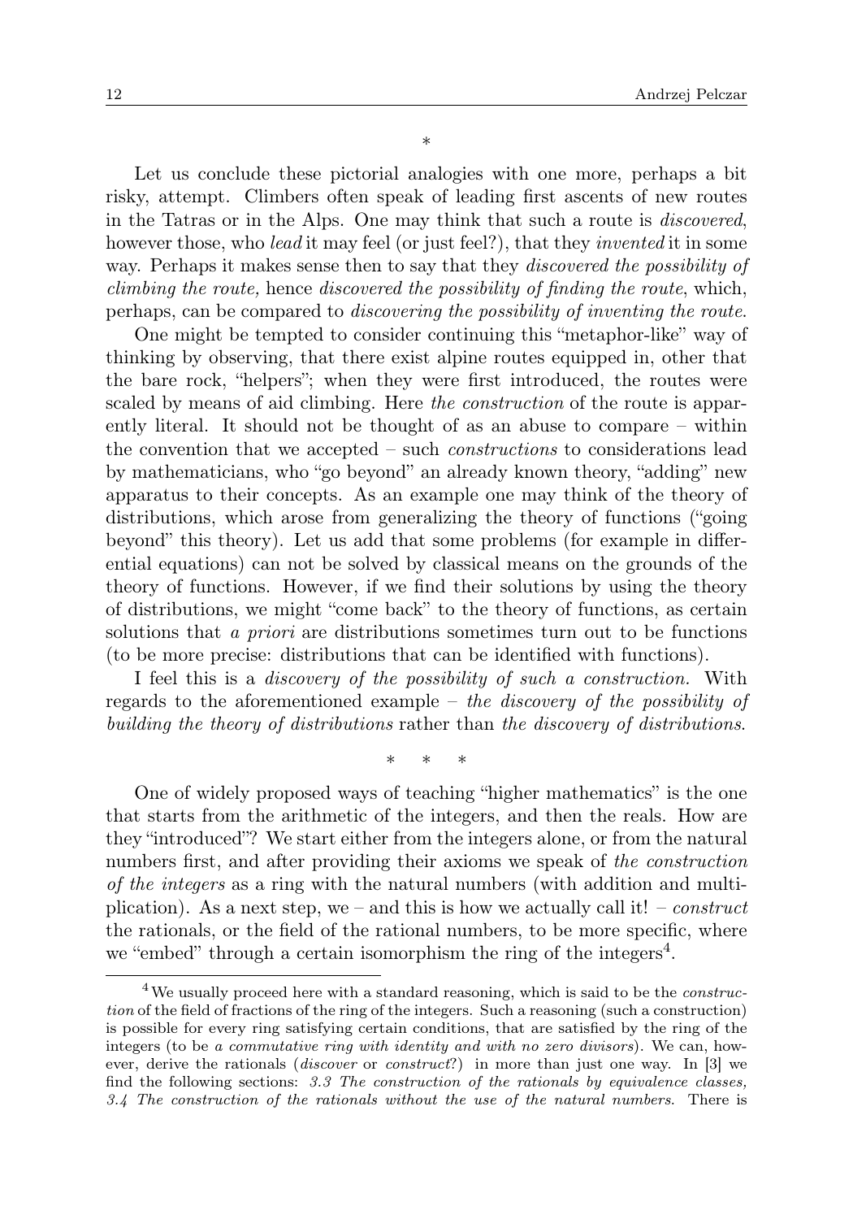*

Let us conclude these pictorial analogies with one more, perhaps a bit risky, attempt. Climbers often speak of leading first ascents of new routes in the Tatras or in the Alps. One may think that such a route is *discovered*, however those, who *lead* it may feel (or just feel?), that they *invented* it in some way. Perhaps it makes sense then to say that they *discovered the possibility of climbing the route,* hence *discovered the possibility of finding the route*, which, perhaps, can be compared to *discovering the possibility of inventing the route*.

One might be tempted to consider continuing this "metaphor-like" way of thinking by observing, that there exist alpine routes equipped in, other that the bare rock, "helpers"; when they were first introduced, the routes were scaled by means of aid climbing. Here *the construction* of the route is apparently literal. It should not be thought of as an abuse to compare – within the convention that we accepted – such *constructions* to considerations lead by mathematicians, who "go beyond" an already known theory, "adding" new apparatus to their concepts. As an example one may think of the theory of distributions, which arose from generalizing the theory of functions ("going beyond" this theory). Let us add that some problems (for example in differential equations) can not be solved by classical means on the grounds of the theory of functions. However, if we find their solutions by using the theory of distributions, we might "come back" to the theory of functions, as certain solutions that *a priori* are distributions sometimes turn out to be functions (to be more precise: distributions that can be identified with functions).

I feel this is a *discovery of the possibility of such a construction.* With regards to the aforementioned example – *the discovery of the possibility of building the theory of distributions* rather than *the discovery of distributions*.

\* \* \*

One of widely proposed ways of teaching "higher mathematics" is the one that starts from the arithmetic of the integers, and then the reals. How are they "introduced"? We start either from the integers alone, or from the natural numbers first, and after providing their axioms we speak of *the construction of the integers* as a ring with the natural numbers (with addition and multiplication). As a next step, we – and this is how we actually call it! – *construct* the rationals, or the field of the rational numbers, to be more specific, where we "embed" through a certain isomorphism the ring of the integers[4].

---

[4] We usually proceed here with a standard reasoning, which is said to be the *construction* of the field of fractions of the ring of the integers. Such a reasoning (such a construction) is possible for every ring satisfying certain conditions, that are satisfied by the ring of the integers (to be *a commutative ring with identity and with no zero divisors*). We can, however, derive the rationals (*discover* or *construct*?) in more than just one way. In [3] we find the following sections: *3.3 The construction of the rationals by equivalence classes, 3.4 The construction of the rationals without the use of the natural numbers*. There is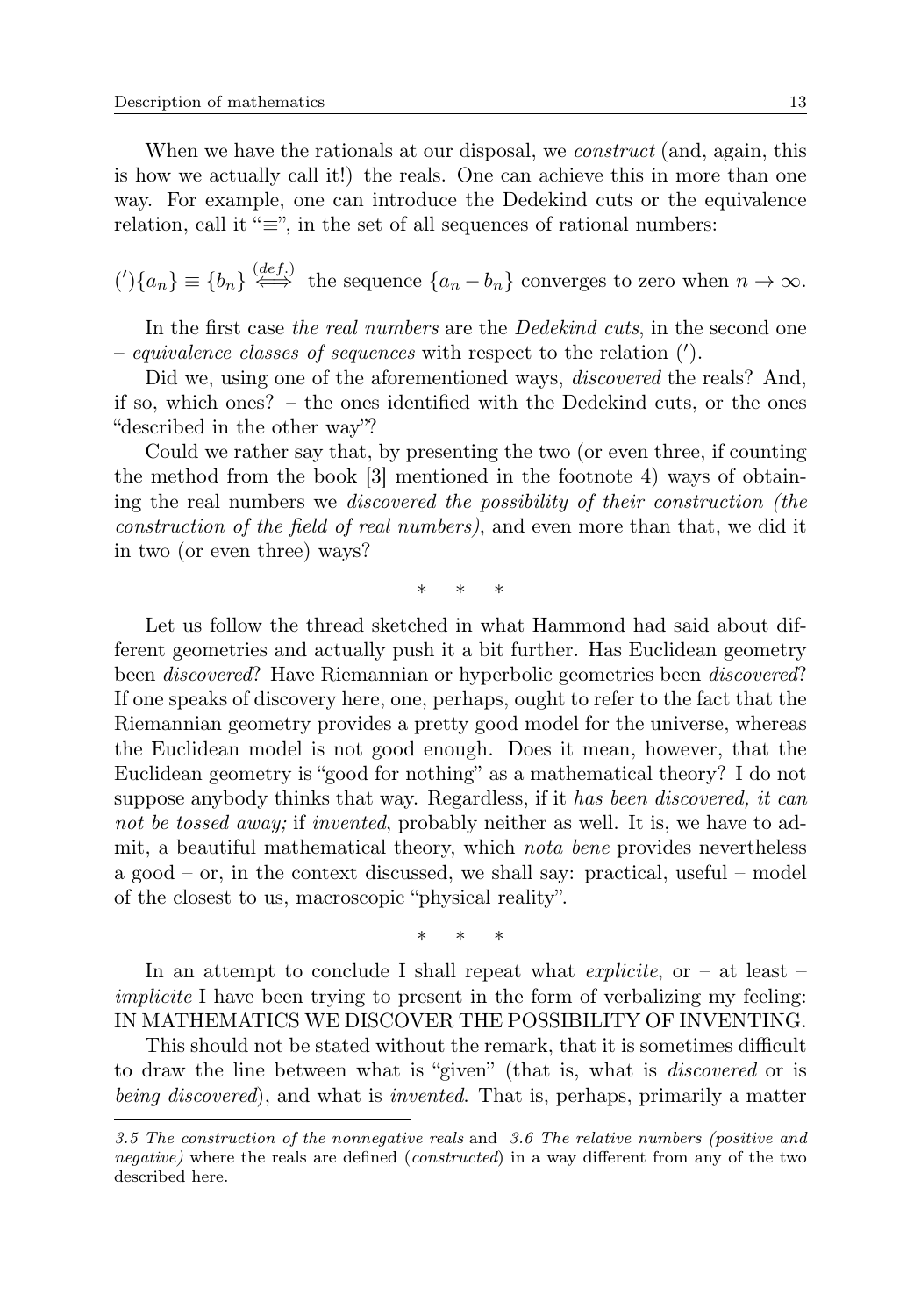When we have the rationals at our disposal, we *construct* (and, again, this is how we actually call it!) the reals. One can achieve this in more than one way. For example, one can introduce the Dedekind cuts or the equivalence relation, call it "$\equiv$", in the set of all sequences of rational numbers:

$$(') \{a_n\} \equiv \{b_n\} \overset{(def.)}{\iff} \text{ the sequence } \{a_n - b_n\} \text{ converges to zero when } n \to \infty.$$

In the first case *the real numbers* are the *Dedekind cuts*, in the second one – *equivalence classes of sequences* with respect to the relation $(')$.

Did we, using one of the aforementioned ways, *discovered* the reals? And, if so, which ones? – the ones identified with the Dedekind cuts, or the ones "described in the other way"?

Could we rather say that, by presenting the two (or even three, if counting the method from the book [3] mentioned in the footnote 4) ways of obtaining the real numbers we *discovered the possibility of their construction (the construction of the field of real numbers)*, and even more than that, we did it in two (or even three) ways?

\* \* \*

Let us follow the thread sketched in what Hammond had said about different geometries and actually push it a bit further. Has Euclidean geometry been *discovered*? Have Riemannian or hyperbolic geometries been *discovered*? If one speaks of discovery here, one, perhaps, ought to refer to the fact that the Riemannian geometry provides a pretty good model for the universe, whereas the Euclidean model is not good enough. Does it mean, however, that the Euclidean geometry is "good for nothing" as a mathematical theory? I do not suppose anybody thinks that way. Regardless, if it *has been discovered, it can not be tossed away;* if *invented*, probably neither as well. It is, we have to admit, a beautiful mathematical theory, which *nota bene* provides nevertheless a good – or, in the context discussed, we shall say: practical, useful – model of the closest to us, macroscopic "physical reality".

\* \* \*

In an attempt to conclude I shall repeat what *explicite*, or – at least – *implicite* I have been trying to present in the form of verbalizing my feeling: IN MATHEMATICS WE DISCOVER THE POSSIBILITY OF INVENTING.

This should not be stated without the remark, that it is sometimes difficult to draw the line between what is "given" (that is, what is *discovered* or is *being discovered*), and what is *invented*. That is, perhaps, primarily a matter

---

*3.5 The construction of the nonnegative reals* and *3.6 The relative numbers (positive and negative)* where the reals are defined (*constructed*) in a way different from any of the two described here.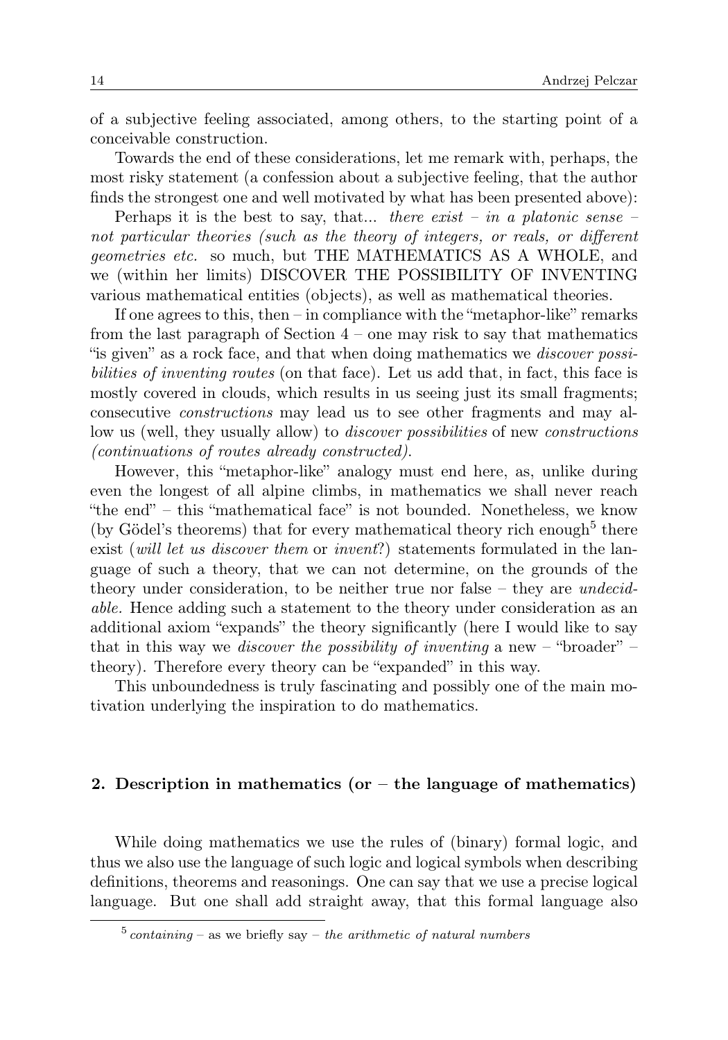of a subjective feeling associated, among others, to the starting point of a conceivable construction.

Towards the end of these considerations, let me remark with, perhaps, the most risky statement (a confession about a subjective feeling, that the author finds the strongest one and well motivated by what has been presented above):

Perhaps it is the best to say, that... *there exist – in a platonic sense – not particular theories (such as the theory of integers, or reals, or different geometries etc.* so much, but THE MATHEMATICS AS A WHOLE, and we (within her limits) DISCOVER THE POSSIBILITY OF INVENTING various mathematical entities (objects), as well as mathematical theories.

If one agrees to this, then – in compliance with the "metaphor-like" remarks from the last paragraph of Section 4 – one may risk to say that mathematics "is given" as a rock face, and that when doing mathematics we *discover possibilities of inventing routes* (on that face). Let us add that, in fact, this face is mostly covered in clouds, which results in us seeing just its small fragments; consecutive *constructions* may lead us to see other fragments and may allow us (well, they usually allow) to *discover possibilities* of new *constructions (continuations of routes already constructed).*

However, this "metaphor-like" analogy must end here, as, unlike during even the longest of all alpine climbs, in mathematics we shall never reach "the end" – this "mathematical face" is not bounded. Nonetheless, we know (by Gödel's theorems) that for every mathematical theory rich enough[5] there exist (*will let us discover them* or *invent*?) statements formulated in the language of such a theory, that we can not determine, on the grounds of the theory under consideration, to be neither true nor false – they are *undecidable.* Hence adding such a statement to the theory under consideration as an additional axiom "expands" the theory significantly (here I would like to say that in this way we *discover the possibility of inventing* a new – "broader" – theory). Therefore every theory can be "expanded" in this way.

This unboundedness is truly fascinating and possibly one of the main motivation underlying the inspiration to do mathematics.

## 2. Description in mathematics (or – the language of mathematics)

While doing mathematics we use the rules of (binary) formal logic, and thus we also use the language of such logic and logical symbols when describing definitions, theorems and reasonings. One can say that we use a precise logical language. But one shall add straight away, that this formal language also

[5] *containing* – as we briefly say – *the arithmetic of natural numbers*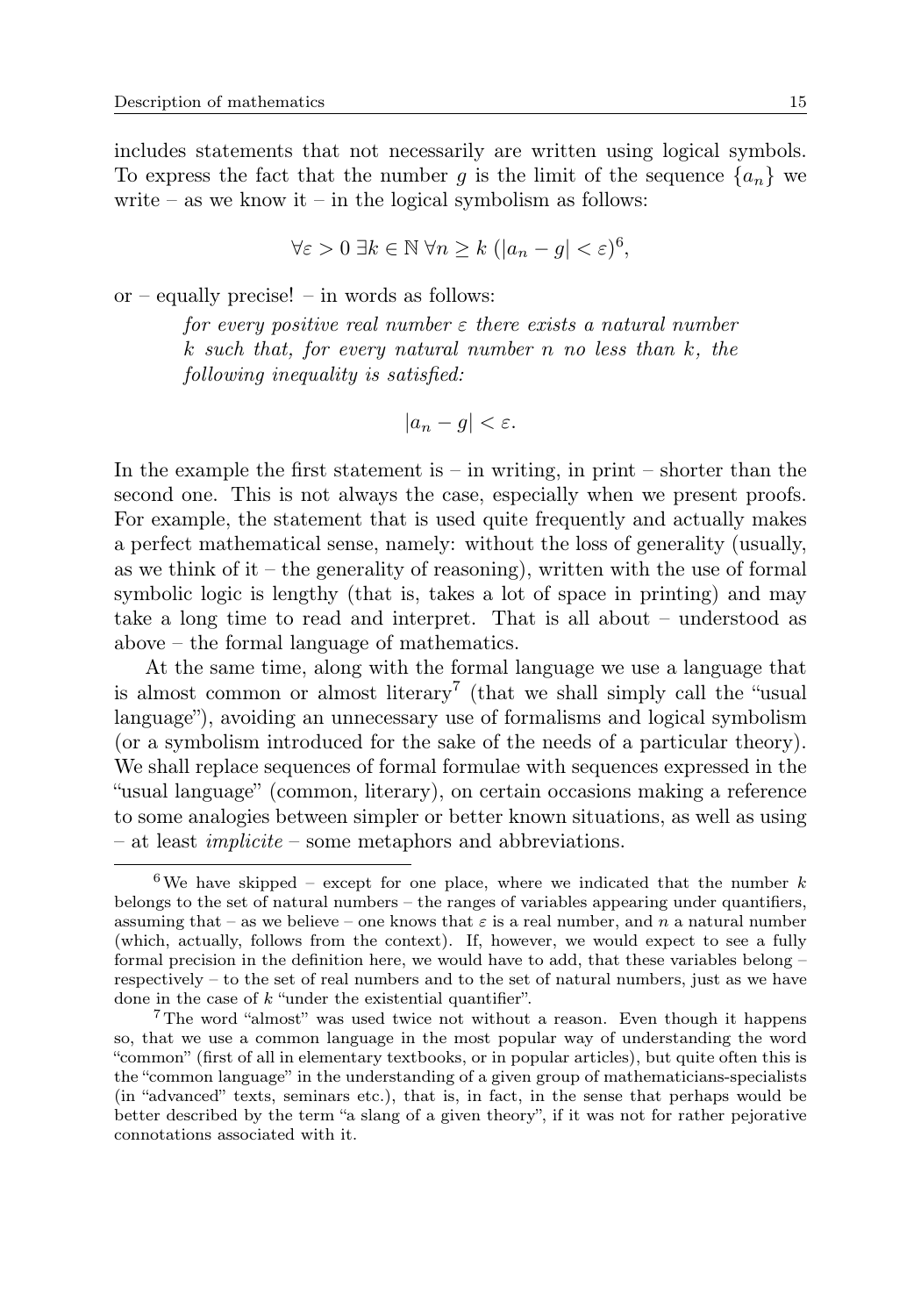includes statements that not necessarily are written using logical symbols. To express the fact that the number $g$ is the limit of the sequence $\{a_n\}$ we write – as we know it – in the logical symbolism as follows:

$$\forall \varepsilon > 0 \; \exists k \in \mathbb{N} \; \forall n \geq k \; (|a_n - g| < \varepsilon)^6,$$

or – equally precise! – in words as follows:

> *for every positive real number $\varepsilon$ there exists a natural number $k$ such that, for every natural number $n$ no less than $k$, the following inequality is satisfied:*
>
> $$|a_n - g| < \varepsilon.$$

In the example the first statement is – in writing, in print – shorter than the second one. This is not always the case, especially when we present proofs. For example, the statement that is used quite frequently and actually makes a perfect mathematical sense, namely: without the loss of generality (usually, as we think of it – the generality of reasoning), written with the use of formal symbolic logic is lengthy (that is, takes a lot of space in printing) and may take a long time to read and interpret. That is all about – understood as above – the formal language of mathematics.

At the same time, along with the formal language we use a language that is almost common or almost literary[7] (that we shall simply call the "usual language"), avoiding an unnecessary use of formalisms and logical symbolism (or a symbolism introduced for the sake of the needs of a particular theory). We shall replace sequences of formal formulae with sequences expressed in the "usual language" (common, literary), on certain occasions making a reference to some analogies between simpler or better known situations, as well as using – at least *implicite* – some metaphors and abbreviations.

---

[6] We have skipped – except for one place, where we indicated that the number $k$ belongs to the set of natural numbers – the ranges of variables appearing under quantifiers, assuming that – as we believe – one knows that $\varepsilon$ is a real number, and $n$ a natural number (which, actually, follows from the context). If, however, we would expect to see a fully formal precision in the definition here, we would have to add, that these variables belong – respectively – to the set of real numbers and to the set of natural numbers, just as we have done in the case of $k$ "under the existential quantifier".

[7] The word "almost" was used twice not without a reason. Even though it happens so, that we use a common language in the most popular way of understanding the word "common" (first of all in elementary textbooks, or in popular articles), but quite often this is the "common language" in the understanding of a given group of mathematicians-specialists (in "advanced" texts, seminars etc.), that is, in fact, in the sense that perhaps would be better described by the term "a slang of a given theory", if it was not for rather pejorative connotations associated with it.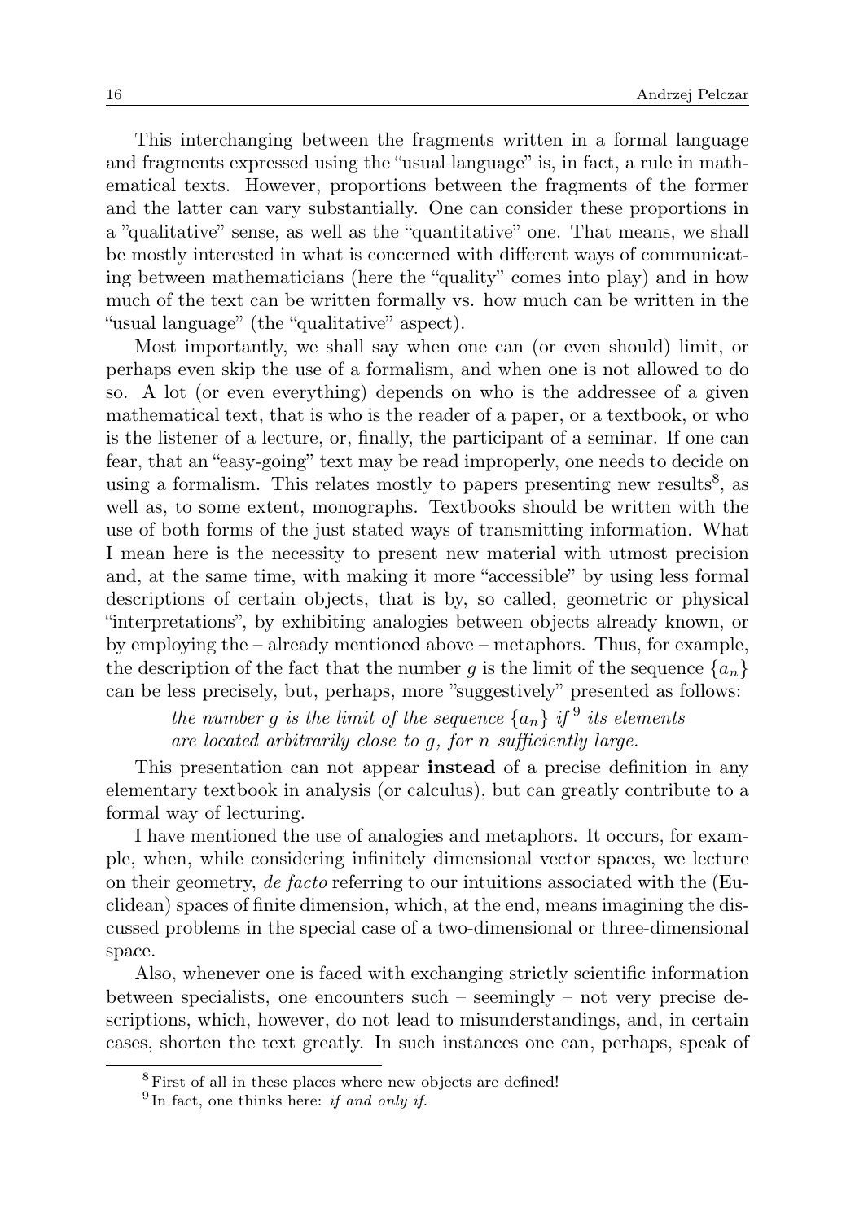This interchanging between the fragments written in a formal language and fragments expressed using the "usual language" is, in fact, a rule in mathematical texts. However, proportions between the fragments of the former and the latter can vary substantially. One can consider these proportions in a "qualitative" sense, as well as the "quantitative" one. That means, we shall be mostly interested in what is concerned with different ways of communicating between mathematicians (here the "quality" comes into play) and in how much of the text can be written formally vs. how much can be written in the "usual language" (the "qualitative" aspect).

Most importantly, we shall say when one can (or even should) limit, or perhaps even skip the use of a formalism, and when one is not allowed to do so. A lot (or even everything) depends on who is the addressee of a given mathematical text, that is who is the reader of a paper, or a textbook, or who is the listener of a lecture, or, finally, the participant of a seminar. If one can fear, that an "easy-going" text may be read improperly, one needs to decide on using a formalism. This relates mostly to papers presenting new results[8], as well as, to some extent, monographs. Textbooks should be written with the use of both forms of the just stated ways of transmitting information. What I mean here is the necessity to present new material with utmost precision and, at the same time, with making it more "accessible" by using less formal descriptions of certain objects, that is by, so called, geometric or physical "interpretations", by exhibiting analogies between objects already known, or by employing the – already mentioned above – metaphors. Thus, for example, the description of the fact that the number $g$ is the limit of the sequence $\{a_n\}$ can be less precisely, but, perhaps, more "suggestively" presented as follows:

> *the number $g$ is the limit of the sequence $\{a_n\}$ if*[9] *its elements are located arbitrarily close to $g$, for $n$ sufficiently large.*

This presentation can not appear **instead** of a precise definition in any elementary textbook in analysis (or calculus), but can greatly contribute to a formal way of lecturing.

I have mentioned the use of analogies and metaphors. It occurs, for example, when, while considering infinitely dimensional vector spaces, we lecture on their geometry, *de facto* referring to our intuitions associated with the (Euclidean) spaces of finite dimension, which, at the end, means imagining the discussed problems in the special case of a two-dimensional or three-dimensional space.

Also, whenever one is faced with exchanging strictly scientific information between specialists, one encounters such – seemingly – not very precise descriptions, which, however, do not lead to misunderstandings, and, in certain cases, shorten the text greatly. In such instances one can, perhaps, speak of

---

[8] First of all in these places where new objects are defined!

[9] In fact, one thinks here: *if and only if.*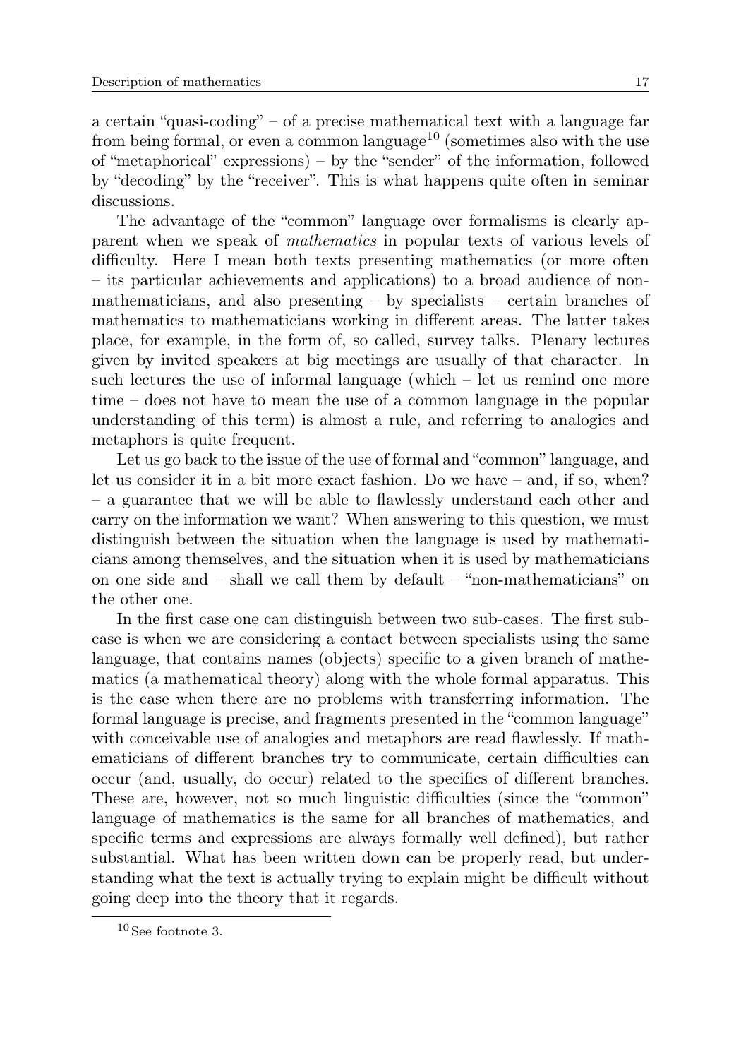a certain "quasi-coding" – of a precise mathematical text with a language far from being formal, or even a common language[10] (sometimes also with the use of "metaphorical" expressions) – by the "sender" of the information, followed by "decoding" by the "receiver". This is what happens quite often in seminar discussions.

The advantage of the "common" language over formalisms is clearly apparent when we speak of *mathematics* in popular texts of various levels of difficulty. Here I mean both texts presenting mathematics (or more often – its particular achievements and applications) to a broad audience of non-mathematicians, and also presenting – by specialists – certain branches of mathematics to mathematicians working in different areas. The latter takes place, for example, in the form of, so called, survey talks. Plenary lectures given by invited speakers at big meetings are usually of that character. In such lectures the use of informal language (which – let us remind one more time – does not have to mean the use of a common language in the popular understanding of this term) is almost a rule, and referring to analogies and metaphors is quite frequent.

Let us go back to the issue of the use of formal and "common" language, and let us consider it in a bit more exact fashion. Do we have – and, if so, when? – a guarantee that we will be able to flawlessly understand each other and carry on the information we want? When answering to this question, we must distinguish between the situation when the language is used by mathematicians among themselves, and the situation when it is used by mathematicians on one side and – shall we call them by default – "non-mathematicians" on the other one.

In the first case one can distinguish between two sub-cases. The first sub-case is when we are considering a contact between specialists using the same language, that contains names (objects) specific to a given branch of mathematics (a mathematical theory) along with the whole formal apparatus. This is the case when there are no problems with transferring information. The formal language is precise, and fragments presented in the "common language" with conceivable use of analogies and metaphors are read flawlessly. If mathematicians of different branches try to communicate, certain difficulties can occur (and, usually, do occur) related to the specifics of different branches. These are, however, not so much linguistic difficulties (since the "common" language of mathematics is the same for all branches of mathematics, and specific terms and expressions are always formally well defined), but rather substantial. What has been written down can be properly read, but understanding what the text is actually trying to explain might be difficult without going deep into the theory that it regards.

[10] See footnote 3.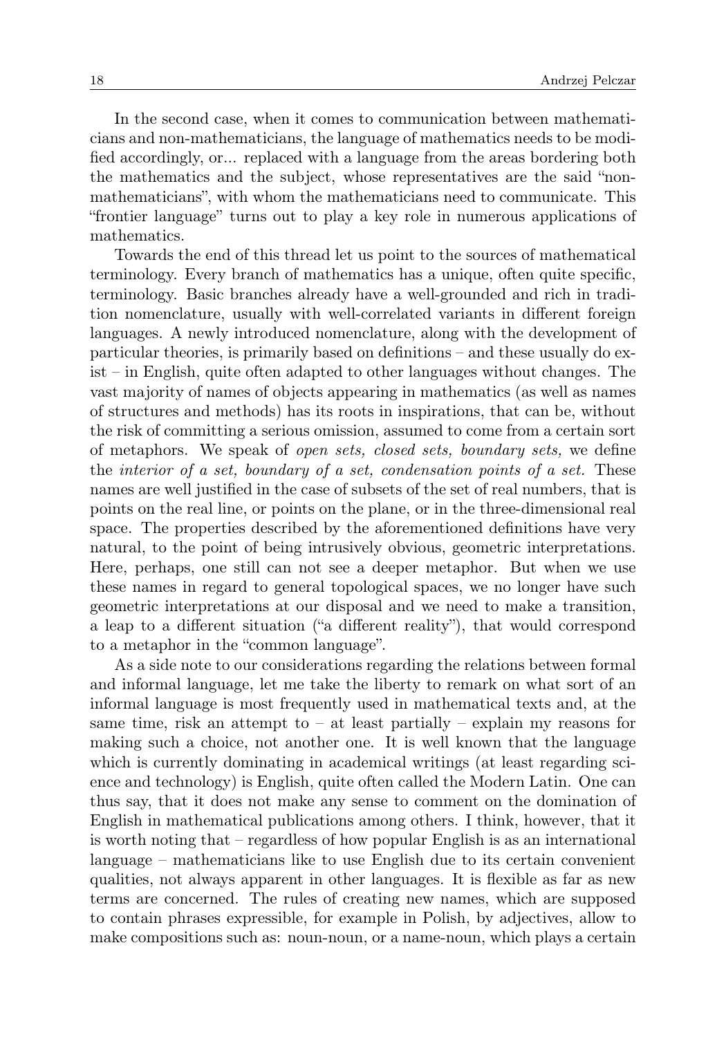In the second case, when it comes to communication between mathematicians and non-mathematicians, the language of mathematics needs to be modified accordingly, or... replaced with a language from the areas bordering both the mathematics and the subject, whose representatives are the said "non-mathematicians", with whom the mathematicians need to communicate. This "frontier language" turns out to play a key role in numerous applications of mathematics.

Towards the end of this thread let us point to the sources of mathematical terminology. Every branch of mathematics has a unique, often quite specific, terminology. Basic branches already have a well-grounded and rich in tradition nomenclature, usually with well-correlated variants in different foreign languages. A newly introduced nomenclature, along with the development of particular theories, is primarily based on definitions – and these usually do exist – in English, quite often adapted to other languages without changes. The vast majority of names of objects appearing in mathematics (as well as names of structures and methods) has its roots in inspirations, that can be, without the risk of committing a serious omission, assumed to come from a certain sort of metaphors. We speak of *open sets, closed sets, boundary sets,* we define the *interior of a set, boundary of a set, condensation points of a set.* These names are well justified in the case of subsets of the set of real numbers, that is points on the real line, or points on the plane, or in the three-dimensional real space. The properties described by the aforementioned definitions have very natural, to the point of being intrusively obvious, geometric interpretations. Here, perhaps, one still can not see a deeper metaphor. But when we use these names in regard to general topological spaces, we no longer have such geometric interpretations at our disposal and we need to make a transition, a leap to a different situation ("a different reality"), that would correspond to a metaphor in the "common language".

As a side note to our considerations regarding the relations between formal and informal language, let me take the liberty to remark on what sort of an informal language is most frequently used in mathematical texts and, at the same time, risk an attempt to – at least partially – explain my reasons for making such a choice, not another one. It is well known that the language which is currently dominating in academical writings (at least regarding science and technology) is English, quite often called the Modern Latin. One can thus say, that it does not make any sense to comment on the domination of English in mathematical publications among others. I think, however, that it is worth noting that – regardless of how popular English is as an international language – mathematicians like to use English due to its certain convenient qualities, not always apparent in other languages. It is flexible as far as new terms are concerned. The rules of creating new names, which are supposed to contain phrases expressible, for example in Polish, by adjectives, allow to make compositions such as: noun-noun, or a name-noun, which plays a certain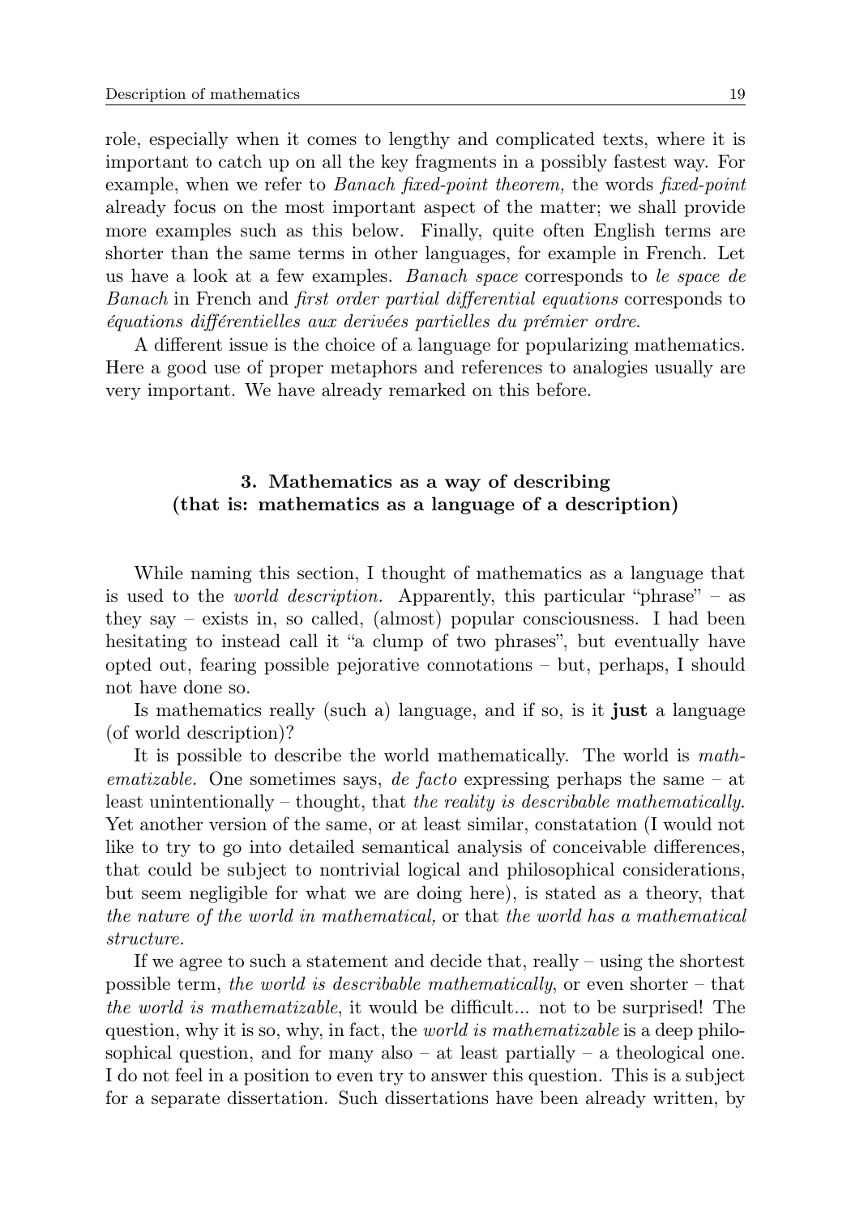role, especially when it comes to lengthy and complicated texts, where it is important to catch up on all the key fragments in a possibly fastest way. For example, when we refer to *Banach fixed-point theorem,* the words *fixed-point* already focus on the most important aspect of the matter; we shall provide more examples such as this below. Finally, quite often English terms are shorter than the same terms in other languages, for example in French. Let us have a look at a few examples. *Banach space* corresponds to *le space de Banach* in French and *first order partial differential equations* corresponds to *équations différentielles aux derivées partielles du prémier ordre.*

A different issue is the choice of a language for popularizing mathematics. Here a good use of proper metaphors and references to analogies usually are very important. We have already remarked on this before.

## 3. Mathematics as a way of describing (that is: mathematics as a language of a description)

While naming this section, I thought of mathematics as a language that is used to the *world description.* Apparently, this particular "phrase" – as they say – exists in, so called, (almost) popular consciousness. I had been hesitating to instead call it "a clump of two phrases", but eventually have opted out, fearing possible pejorative connotations – but, perhaps, I should not have done so.

Is mathematics really (such a) language, and if so, is it **just** a language (of world description)?

It is possible to describe the world mathematically. The world is *mathematizable.* One sometimes says, *de facto* expressing perhaps the same – at least unintentionally – thought, that *the reality is describable mathematically.* Yet another version of the same, or at least similar, constatation (I would not like to try to go into detailed semantical analysis of conceivable differences, that could be subject to nontrivial logical and philosophical considerations, but seem negligible for what we are doing here), is stated as a theory, that *the nature of the world in mathematical,* or that *the world has a mathematical structure.*

If we agree to such a statement and decide that, really – using the shortest possible term, *the world is describable mathematically*, or even shorter – that *the world is mathematizable*, it would be difficult... not to be surprised! The question, why it is so, why, in fact, the *world is mathematizable* is a deep philosophical question, and for many also – at least partially – a theological one. I do not feel in a position to even try to answer this question. This is a subject for a separate dissertation. Such dissertations have been already written, by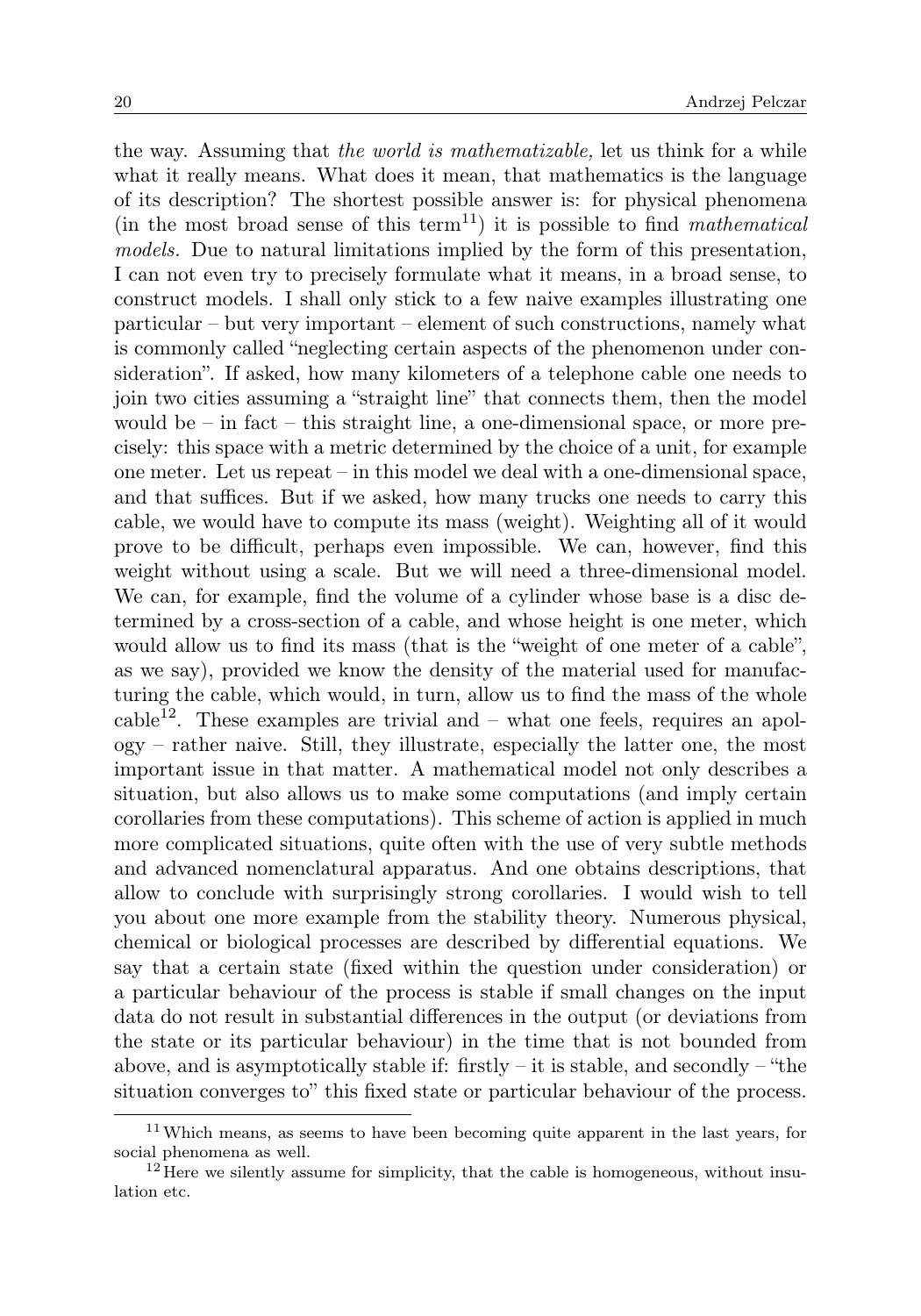the way. Assuming that *the world is mathematizable,* let us think for a while what it really means. What does it mean, that mathematics is the language of its description? The shortest possible answer is: for physical phenomena (in the most broad sense of this term[11]) it is possible to find *mathematical models.* Due to natural limitations implied by the form of this presentation, I can not even try to precisely formulate what it means, in a broad sense, to construct models. I shall only stick to a few naive examples illustrating one particular – but very important – element of such constructions, namely what is commonly called "neglecting certain aspects of the phenomenon under consideration". If asked, how many kilometers of a telephone cable one needs to join two cities assuming a "straight line" that connects them, then the model would be – in fact – this straight line, a one-dimensional space, or more precisely: this space with a metric determined by the choice of a unit, for example one meter. Let us repeat – in this model we deal with a one-dimensional space, and that suffices. But if we asked, how many trucks one needs to carry this cable, we would have to compute its mass (weight). Weighting all of it would prove to be difficult, perhaps even impossible. We can, however, find this weight without using a scale. But we will need a three-dimensional model. We can, for example, find the volume of a cylinder whose base is a disc determined by a cross-section of a cable, and whose height is one meter, which would allow us to find its mass (that is the "weight of one meter of a cable", as we say), provided we know the density of the material used for manufacturing the cable, which would, in turn, allow us to find the mass of the whole cable[12]. These examples are trivial and – what one feels, requires an apology – rather naive. Still, they illustrate, especially the latter one, the most important issue in that matter. A mathematical model not only describes a situation, but also allows us to make some computations (and imply certain corollaries from these computations). This scheme of action is applied in much more complicated situations, quite often with the use of very subtle methods and advanced nomenclatural apparatus. And one obtains descriptions, that allow to conclude with surprisingly strong corollaries. I would wish to tell you about one more example from the stability theory. Numerous physical, chemical or biological processes are described by differential equations. We say that a certain state (fixed within the question under consideration) or a particular behaviour of the process is stable if small changes on the input data do not result in substantial differences in the output (or deviations from the state or its particular behaviour) in the time that is not bounded from above, and is asymptotically stable if: firstly – it is stable, and secondly – "the situation converges to" this fixed state or particular behaviour of the process.

[11] Which means, as seems to have been becoming quite apparent in the last years, for social phenomena as well.

[12] Here we silently assume for simplicity, that the cable is homogeneous, without insulation etc.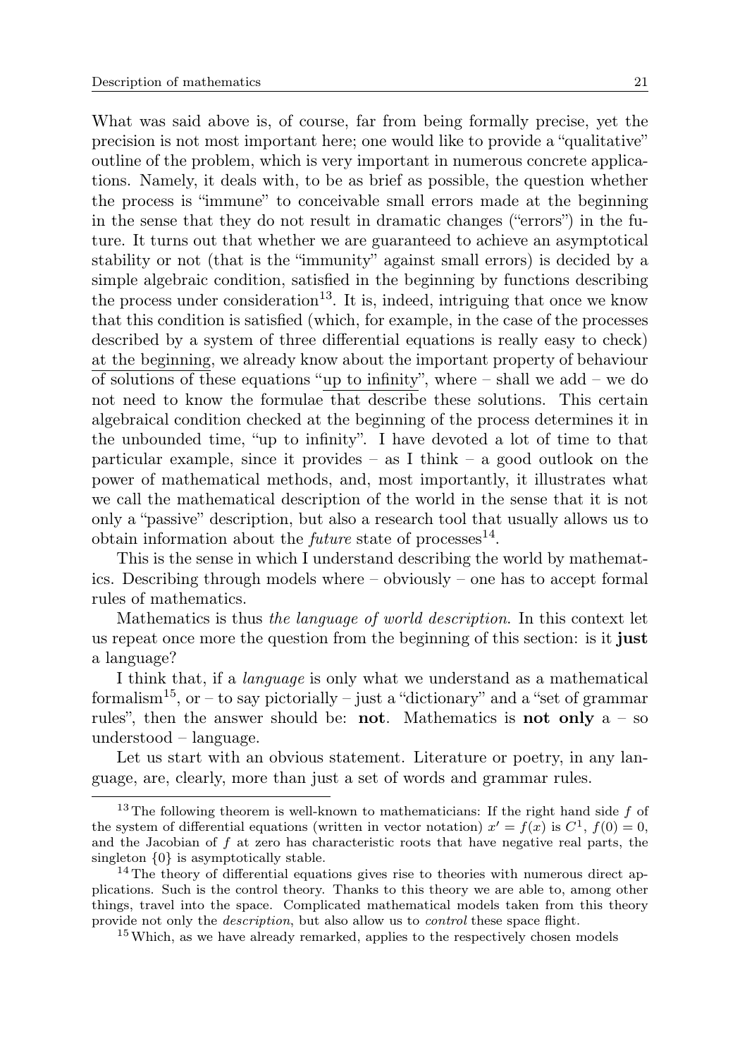What was said above is, of course, far from being formally precise, yet the precision is not most important here; one would like to provide a "qualitative" outline of the problem, which is very important in numerous concrete applications. Namely, it deals with, to be as brief as possible, the question whether the process is "immune" to conceivable small errors made at the beginning in the sense that they do not result in dramatic changes ("errors") in the future. It turns out that whether we are guaranteed to achieve an asymptotical stability or not (that is the "immunity" against small errors) is decided by a simple algebraic condition, satisfied in the beginning by functions describing the process under consideration[13]. It is, indeed, intriguing that once we know that this condition is satisfied (which, for example, in the case of the processes described by a system of three differential equations is really easy to check) at the beginning, we already know about the important property of behaviour of solutions of these equations "up to infinity", where – shall we add – we do not need to know the formulae that describe these solutions. This certain algebraical condition checked at the beginning of the process determines it in the unbounded time, "up to infinity". I have devoted a lot of time to that particular example, since it provides – as I think – a good outlook on the power of mathematical methods, and, most importantly, it illustrates what we call the mathematical description of the world in the sense that it is not only a "passive" description, but also a research tool that usually allows us to obtain information about the *future* state of processes[14].

This is the sense in which I understand describing the world by mathematics. Describing through models where – obviously – one has to accept formal rules of mathematics.

Mathematics is thus *the language of world description*. In this context let us repeat once more the question from the beginning of this section: is it **just** a language?

I think that, if a *language* is only what we understand as a mathematical formalism[15], or – to say pictorially – just a "dictionary" and a "set of grammar rules", then the answer should be: **not**. Mathematics is **not only** a – so understood – language.

Let us start with an obvious statement. Literature or poetry, in any language, are, clearly, more than just a set of words and grammar rules.

---

[13] The following theorem is well-known to mathematicians: If the right hand side $f$ of the system of differential equations (written in vector notation) $x' = f(x)$ is $C^1$, $f(0) = 0$, and the Jacobian of $f$ at zero has characteristic roots that have negative real parts, the singleton $\{0\}$ is asymptotically stable.

[14] The theory of differential equations gives rise to theories with numerous direct applications. Such is the control theory. Thanks to this theory we are able to, among other things, travel into the space. Complicated mathematical models taken from this theory provide not only the *description*, but also allow us to *control* these space flight.

[15] Which, as we have already remarked, applies to the respectively chosen models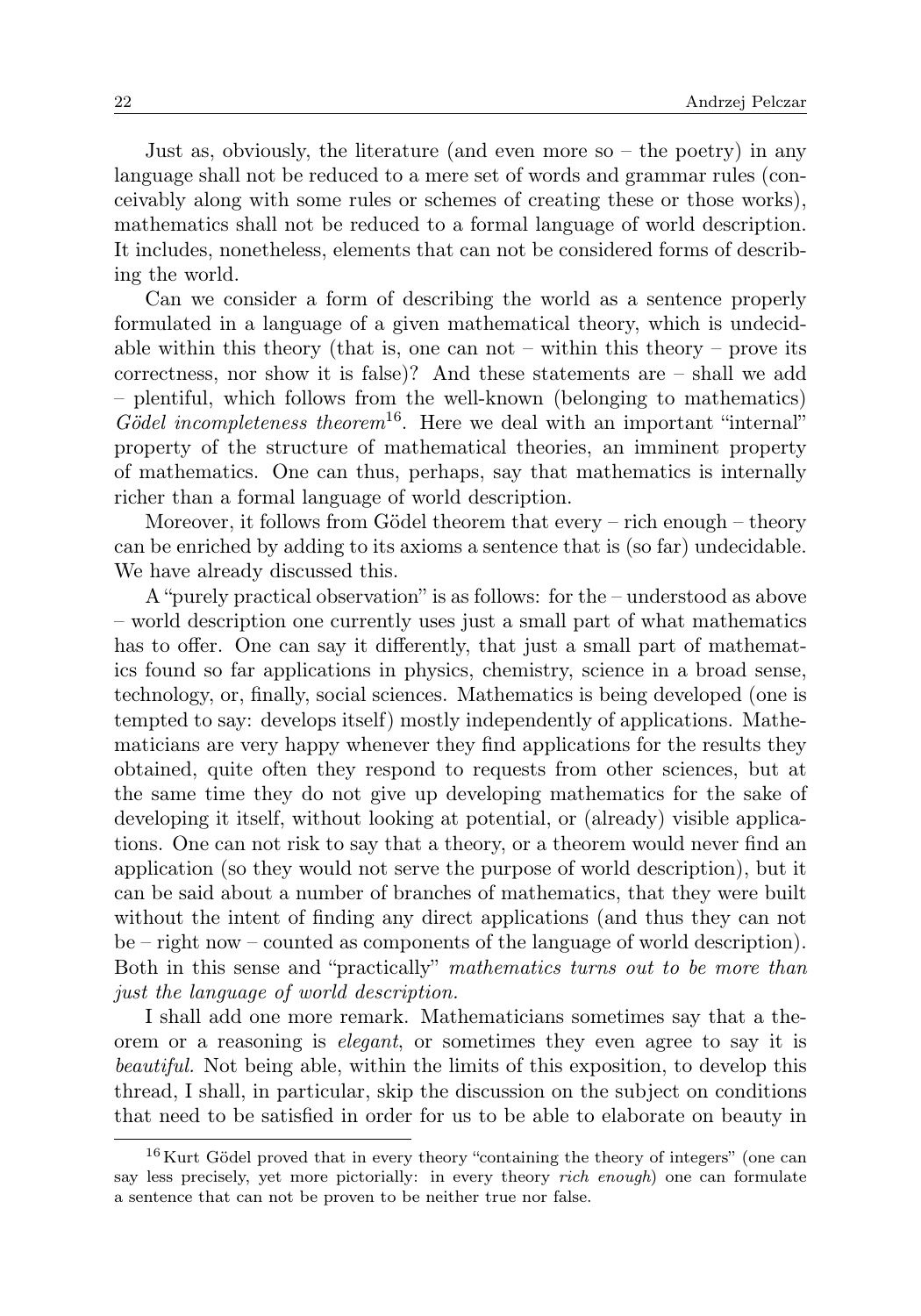Just as, obviously, the literature (and even more so – the poetry) in any language shall not be reduced to a mere set of words and grammar rules (conceivably along with some rules or schemes of creating these or those works), mathematics shall not be reduced to a formal language of world description. It includes, nonetheless, elements that can not be considered forms of describing the world.

Can we consider a form of describing the world as a sentence properly formulated in a language of a given mathematical theory, which is undecidable within this theory (that is, one can not – within this theory – prove its correctness, nor show it is false)? And these statements are – shall we add – plentiful, which follows from the well-known (belonging to mathematics) *Gödel incompleteness theorem*[16]. Here we deal with an important "internal" property of the structure of mathematical theories, an imminent property of mathematics. One can thus, perhaps, say that mathematics is internally richer than a formal language of world description.

Moreover, it follows from Gödel theorem that every – rich enough – theory can be enriched by adding to its axioms a sentence that is (so far) undecidable. We have already discussed this.

A "purely practical observation" is as follows: for the – understood as above – world description one currently uses just a small part of what mathematics has to offer. One can say it differently, that just a small part of mathematics found so far applications in physics, chemistry, science in a broad sense, technology, or, finally, social sciences. Mathematics is being developed (one is tempted to say: develops itself) mostly independently of applications. Mathematicians are very happy whenever they find applications for the results they obtained, quite often they respond to requests from other sciences, but at the same time they do not give up developing mathematics for the sake of developing it itself, without looking at potential, or (already) visible applications. One can not risk to say that a theory, or a theorem would never find an application (so they would not serve the purpose of world description), but it can be said about a number of branches of mathematics, that they were built without the intent of finding any direct applications (and thus they can not be – right now – counted as components of the language of world description). Both in this sense and "practically" *mathematics turns out to be more than just the language of world description.*

I shall add one more remark. Mathematicians sometimes say that a theorem or a reasoning is *elegant*, or sometimes they even agree to say it is *beautiful.* Not being able, within the limits of this exposition, to develop this thread, I shall, in particular, skip the discussion on the subject on conditions that need to be satisfied in order for us to be able to elaborate on beauty in

---

[16] Kurt Gödel proved that in every theory "containing the theory of integers" (one can say less precisely, yet more pictorially: in every theory *rich enough*) one can formulate a sentence that can not be proven to be neither true nor false.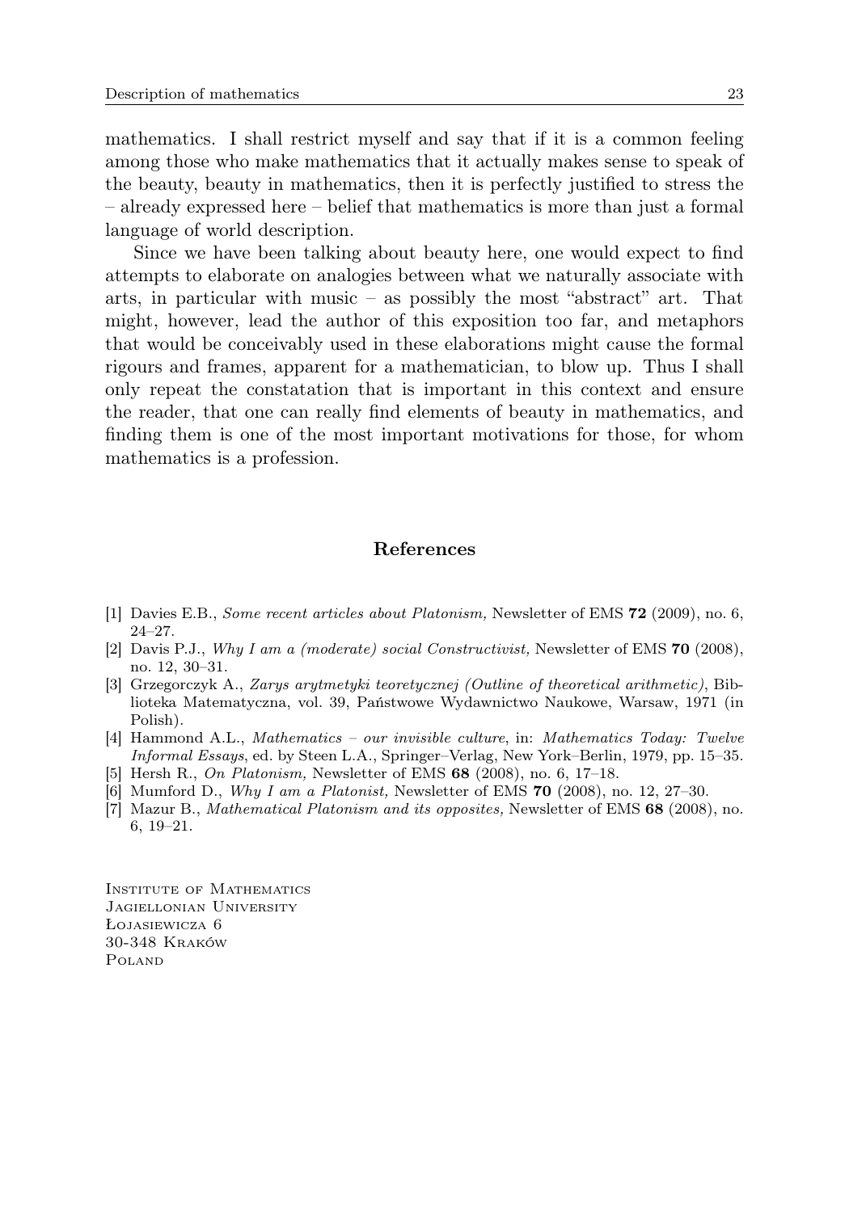mathematics. I shall restrict myself and say that if it is a common feeling among those who make mathematics that it actually makes sense to speak of the beauty, beauty in mathematics, then it is perfectly justified to stress the – already expressed here – belief that mathematics is more than just a formal language of world description.

Since we have been talking about beauty here, one would expect to find attempts to elaborate on analogies between what we naturally associate with arts, in particular with music – as possibly the most "abstract" art. That might, however, lead the author of this exposition too far, and metaphors that would be conceivably used in these elaborations might cause the formal rigours and frames, apparent for a mathematician, to blow up. Thus I shall only repeat the constatation that is important in this context and ensure the reader, that one can really find elements of beauty in mathematics, and finding them is one of the most important motivations for those, for whom mathematics is a profession.

## References

[1] Davies E.B., *Some recent articles about Platonism,* Newsletter of EMS **72** (2009), no. 6, 24–27.

[2] Davis P.J., *Why I am a (moderate) social Constructivist,* Newsletter of EMS **70** (2008), no. 12, 30–31.

[3] Grzegorczyk A., *Zarys arytmetyki teoretycznej (Outline of theoretical arithmetic)*, Biblioteka Matematyczna, vol. 39, Państwowe Wydawnictwo Naukowe, Warsaw, 1971 (in Polish).

[4] Hammond A.L., *Mathematics – our invisible culture*, in: *Mathematics Today: Twelve Informal Essays*, ed. by Steen L.A., Springer–Verlag, New York–Berlin, 1979, pp. 15–35.

[5] Hersh R., *On Platonism,* Newsletter of EMS **68** (2008), no. 6, 17–18.

[6] Mumford D., *Why I am a Platonist,* Newsletter of EMS **70** (2008), no. 12, 27–30.

[7] Mazur B., *Mathematical Platonism and its opposites,* Newsletter of EMS **68** (2008), no. 6, 19–21.

Institute of Mathematics
Jagiellonian University
Łojasiewicza 6
30-348 Kraków
Poland